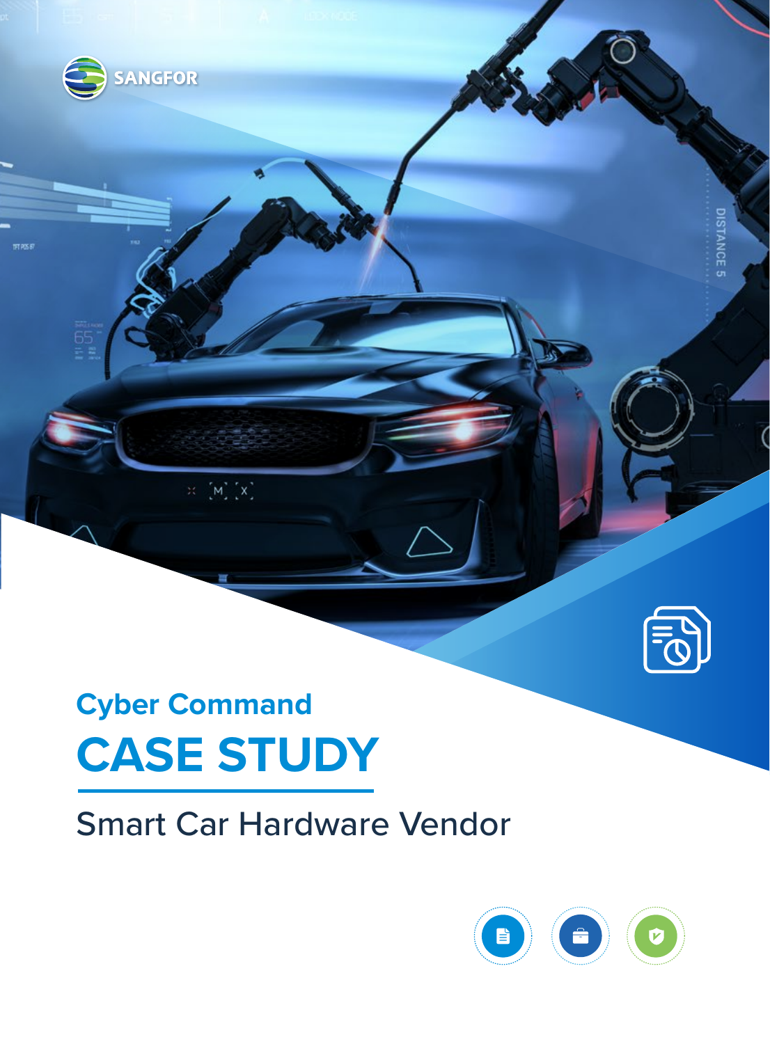SANGFOR

## Cyber Command

# CASE STUDY

Smart Car Hardware Vendor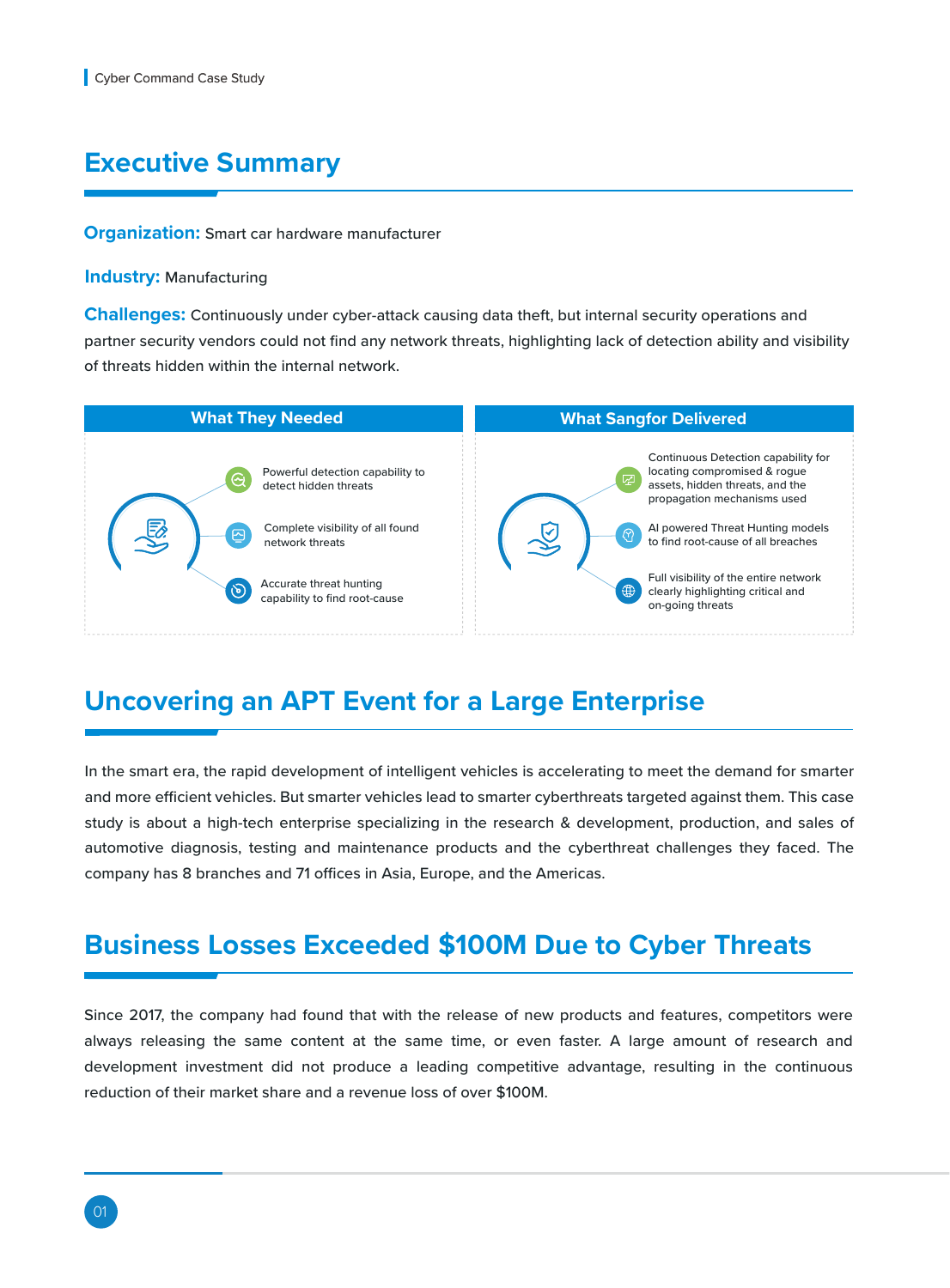# Executive Summary

**Organization:** Smart car hardware manufacturer

**Industry:** Manufacturing

**Challenges:** Continuously under cyber-attack causing data theft, but internal security operations and partner security vendors could not find any network threats, highlighting lack of detection ability and visibility of threats hidden within the internal network.

| What They Needed | What Sangfor Delivered |
| --- | --- |
| Powerful detection capability to detect hidden threats | Continuous Detection capability for locating compromised & rogue assets, hidden threats, and the propagation mechanisms used |
| Complete visibility of all found network threats | AI powered Threat Hunting models to find root-cause of all breaches |
| Accurate threat hunting capability to find root-cause | Full visibility of the entire network clearly highlighting critical and on-going threats |

## Uncovering an APT Event for a Large Enterprise

In the smart era, the rapid development of intelligent vehicles is accelerating to meet the demand for smarter and more efficient vehicles. But smarter vehicles lead to smarter cyberthreats targeted against them. This case study is about a high-tech enterprise specializing in the research & development, production, and sales of automotive diagnosis, testing and maintenance products and the cyberthreat challenges they faced. The company has 8 branches and 71 offices in Asia, Europe, and the Americas.

## Business Losses Exceeded $100M Due to Cyber Threats

Since 2017, the company had found that with the release of new products and features, competitors were always releasing the same content at the same time, or even faster. A large amount of research and development investment did not produce a leading competitive advantage, resulting in the continuous reduction of their market share and a revenue loss of over $100M.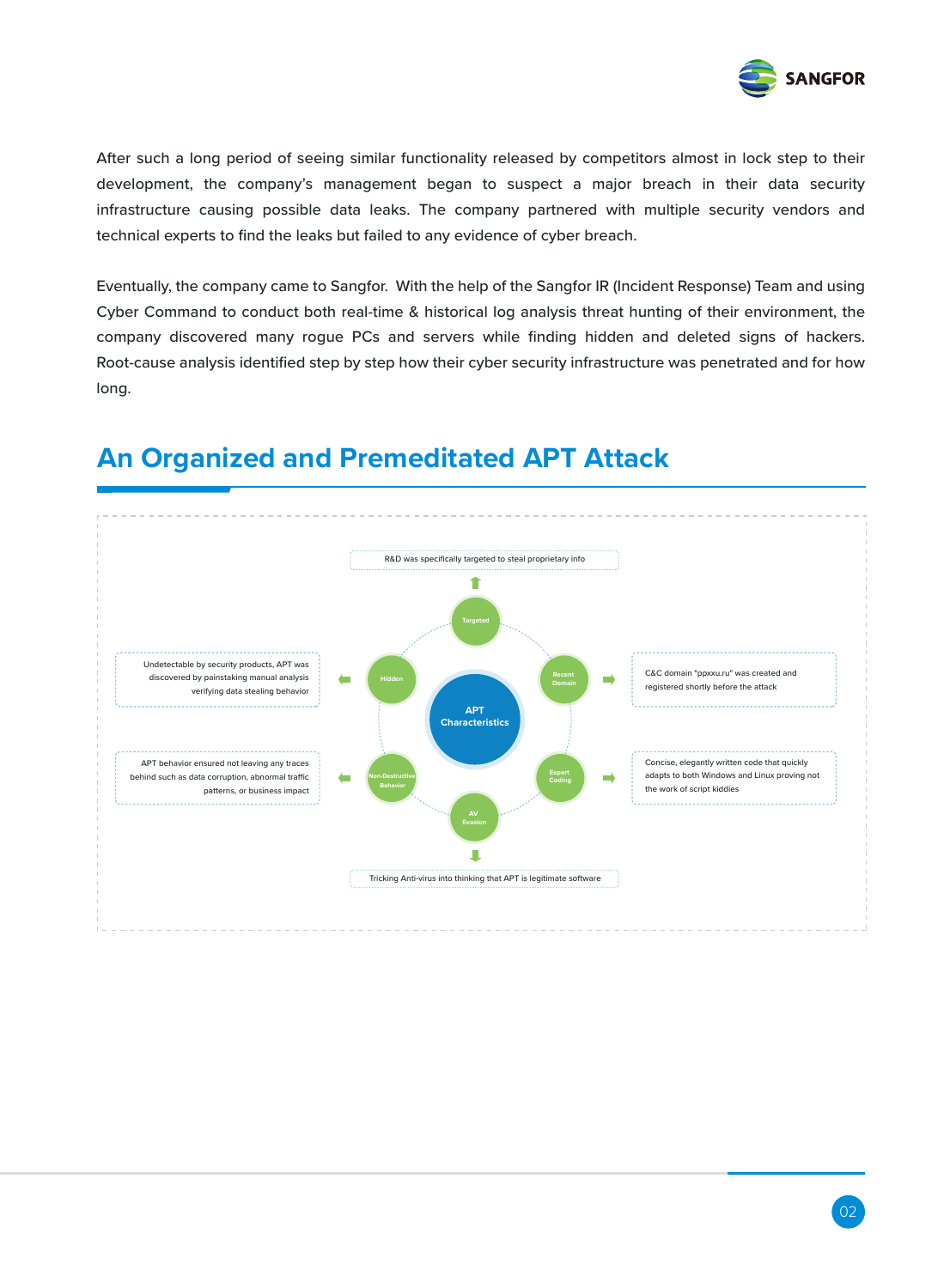After such a long period of seeing similar functionality released by competitors almost in lock step to their development, the company's management began to suspect a major breach in their data security infrastructure causing possible data leaks. The company partnered with multiple security vendors and technical experts to find the leaks but failed to any evidence of cyber breach.

Eventually, the company came to Sangfor. With the help of the Sangfor IR (Incident Response) Team and using Cyber Command to conduct both real-time & historical log analysis threat hunting of their environment, the company discovered many rogue PCs and servers while finding hidden and deleted signs of hackers. Root-cause analysis identified step by step how their cyber security infrastructure was penetrated and for how long.

## An Organized and Premeditated APT Attack

**APT Characteristics**

- **Targeted**: R&D was specifically targeted to steal proprietary info
- **Recent Domain**: C&C domain "ppxxu.ru" was created and registered shortly before the attack
- **Expert Coding**: Concise, elegantly written code that quickly adapts to both Windows and Linux proving not the work of script kiddies
- **AV Evasion**: Tricking Anti-virus into thinking that APT is legitimate software
- **Non-Destructive Behavior**: APT behavior ensured not leaving any traces behind such as data corruption, abnormal traffic patterns, or business impact
- **Hidden**: Undetectable by security products, APT was discovered by painstaking manual analysis verifying data stealing behavior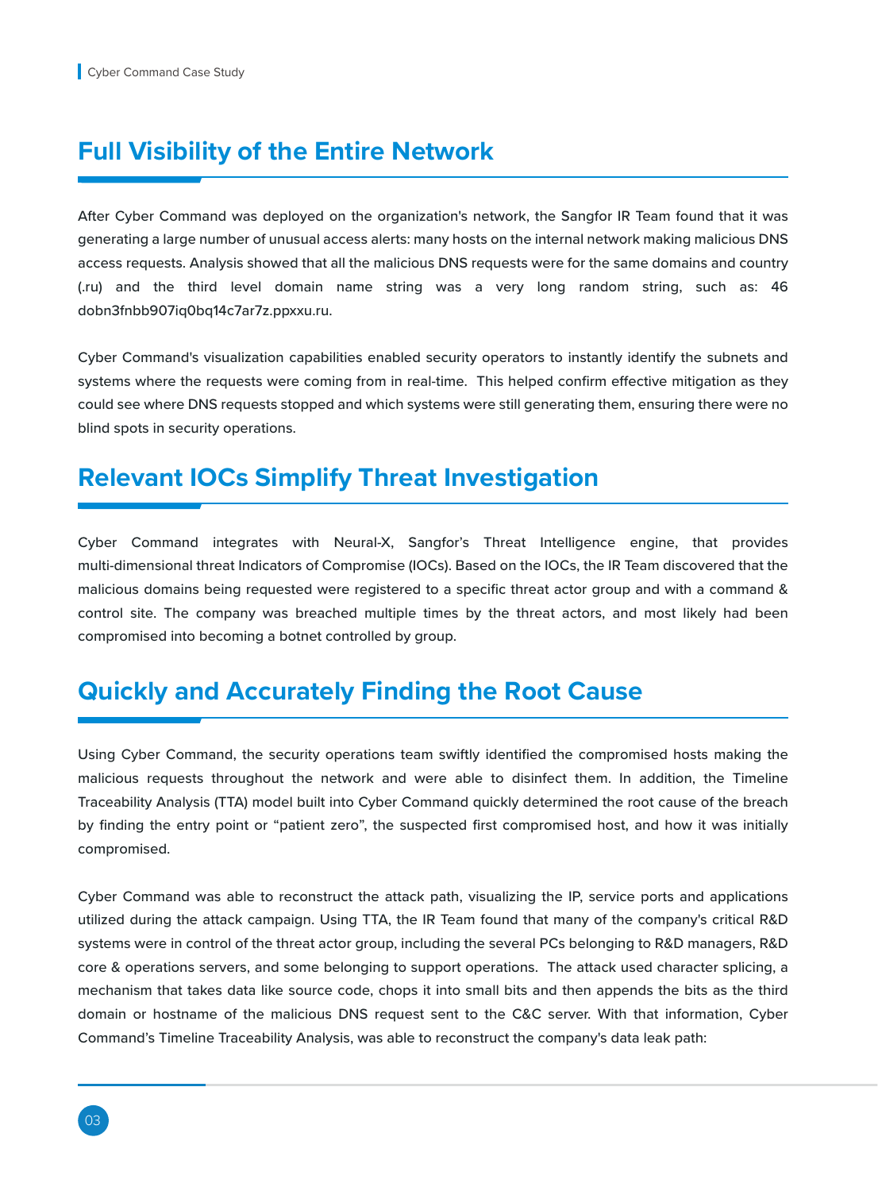## Full Visibility of the Entire Network

After Cyber Command was deployed on the organization's network, the Sangfor IR Team found that it was generating a large number of unusual access alerts: many hosts on the internal network making malicious DNS access requests. Analysis showed that all the malicious DNS requests were for the same domains and country (.ru) and the third level domain name string was a very long random string, such as: 46 dobn3fnbb907iq0bq14c7ar7z.ppxxu.ru.

Cyber Command's visualization capabilities enabled security operators to instantly identify the subnets and systems where the requests were coming from in real-time. This helped confirm effective mitigation as they could see where DNS requests stopped and which systems were still generating them, ensuring there were no blind spots in security operations.

## Relevant IOCs Simplify Threat Investigation

Cyber Command integrates with Neural-X, Sangfor's Threat Intelligence engine, that provides multi-dimensional threat Indicators of Compromise (IOCs). Based on the IOCs, the IR Team discovered that the malicious domains being requested were registered to a specific threat actor group and with a command & control site. The company was breached multiple times by the threat actors, and most likely had been compromised into becoming a botnet controlled by group.

## Quickly and Accurately Finding the Root Cause

Using Cyber Command, the security operations team swiftly identified the compromised hosts making the malicious requests throughout the network and were able to disinfect them. In addition, the Timeline Traceability Analysis (TTA) model built into Cyber Command quickly determined the root cause of the breach by finding the entry point or "patient zero", the suspected first compromised host, and how it was initially compromised.

Cyber Command was able to reconstruct the attack path, visualizing the IP, service ports and applications utilized during the attack campaign. Using TTA, the IR Team found that many of the company's critical R&D systems were in control of the threat actor group, including the several PCs belonging to R&D managers, R&D core & operations servers, and some belonging to support operations. The attack used character splicing, a mechanism that takes data like source code, chops it into small bits and then appends the bits as the third domain or hostname of the malicious DNS request sent to the C&C server. With that information, Cyber Command's Timeline Traceability Analysis, was able to reconstruct the company's data leak path: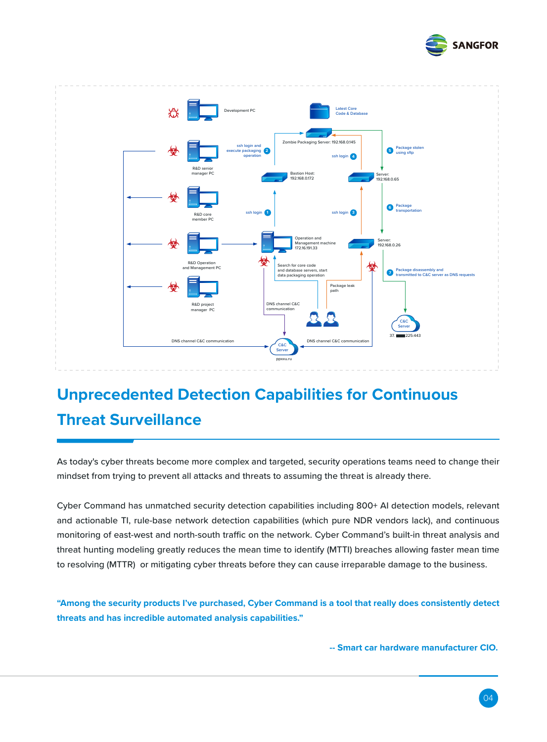Development PC

Latest Core Code & Database

Zombie Packaging Server: 192.168.0.145

ssh login and execute packaging operation 2

ssh login 4

5 Package stolen using sftp

R&D senior manager PC

Bastion Host: 192.168.0.172

Server: 192.168.0.65

R&D core member PC

ssh login 1

ssh login 3

6 Package transportation

Operation and Management machine 172.16.191.33

Server: 192.168.0.26

R&D Operation and Management PC

Search for core code and database servers, start data packaging operation

7 Package disassembly and transmitted to C&C server as DNS requests

Package leak path

R&D project manager PC

DNS channel C&C communication

C&C Server

37. ▇▇225:443

DNS channel C&C communication

C&C Server

DNS channel C&C communication

ppxxu.ru

# Unprecedented Detection Capabilities for Continuous Threat Surveillance

As today's cyber threats become more complex and targeted, security operations teams need to change their mindset from trying to prevent all attacks and threats to assuming the threat is already there.

Cyber Command has unmatched security detection capabilities including 800+ AI detection models, relevant and actionable TI, rule-base network detection capabilities (which pure NDR vendors lack), and continuous monitoring of east-west and north-south traffic on the network. Cyber Command's built-in threat analysis and threat hunting modeling greatly reduces the mean time to identify (MTTI) breaches allowing faster mean time to resolving (MTTR) or mitigating cyber threats before they can cause irreparable damage to the business.

**"Among the security products I've purchased, Cyber Command is a tool that really does consistently detect threats and has incredible automated analysis capabilities."**

**-- Smart car hardware manufacturer CIO.**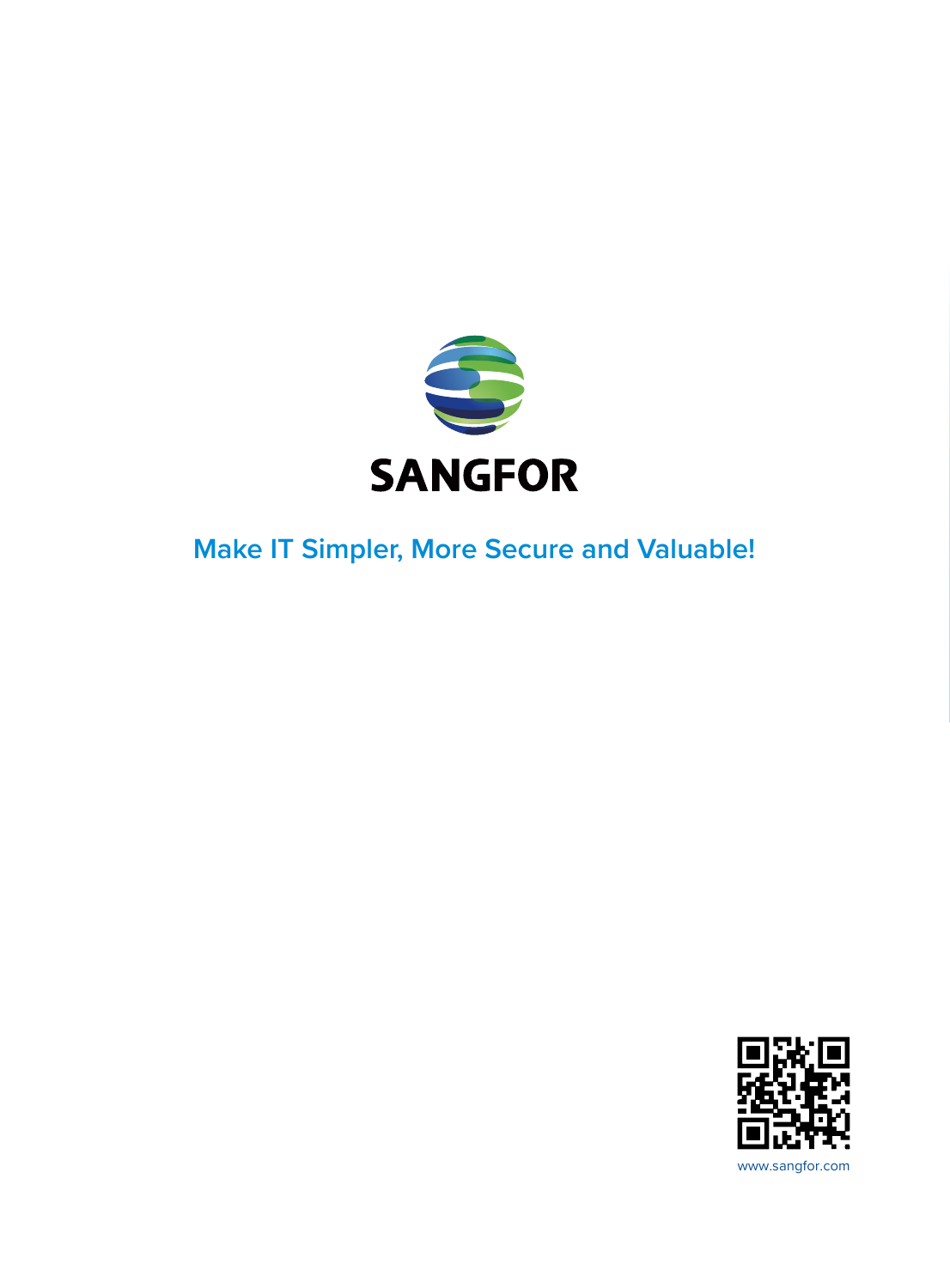SANGFOR

Make IT Simpler, More Secure and Valuable!

www.sangfor.com